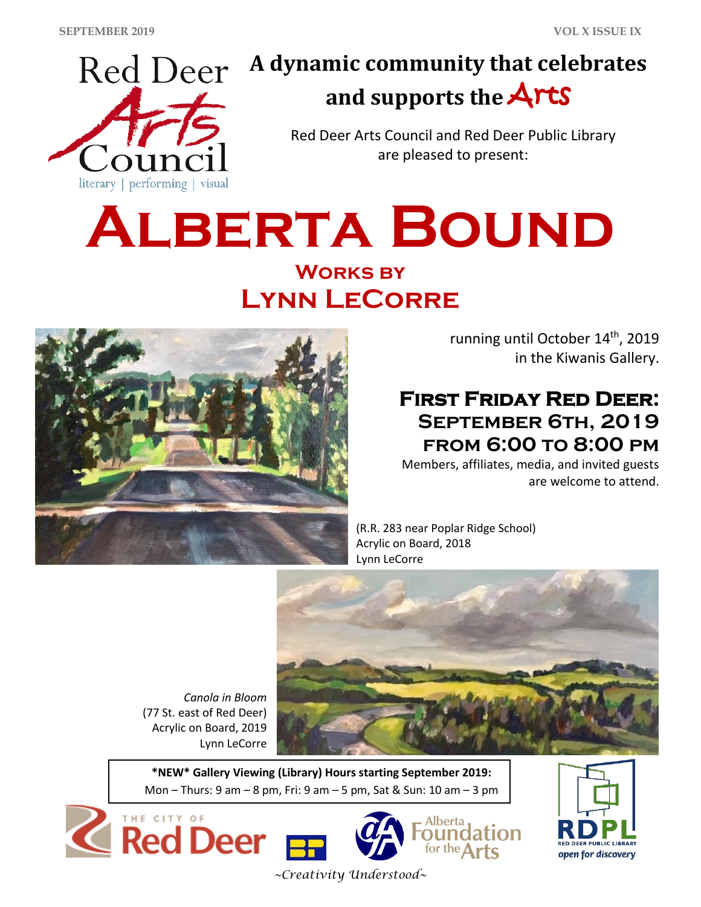Red Deer Arts Council

literary | performing | visual

## A dynamic community that celebrates and supports the Arts

Red Deer Arts Council and Red Deer Public Library are pleased to present:

# Alberta Bound

## Works by Lynn LeCorre

running until October 14th, 2019 in the Kiwanis Gallery.

### First Friday Red Deer: September 6th, 2019 from 6:00 to 8:00 pm

Members, affiliates, media, and invited guests are welcome to attend.

(R.R. 283 near Poplar Ridge School)
Acrylic on Board, 2018
Lynn LeCorre

*Canola in Bloom*
(77 St. east of Red Deer)
Acrylic on Board, 2019
Lynn LeCorre

**\*NEW\* Gallery Viewing (Library) Hours starting September 2019:**
Mon – Thurs: 9 am – 8 pm, Fri: 9 am – 5 pm, Sat & Sun: 10 am – 3 pm

The City of Red Deer | Alberta Foundation for the Arts | RDPL Red Deer Public Library open for discovery

*~Creativity Understood~*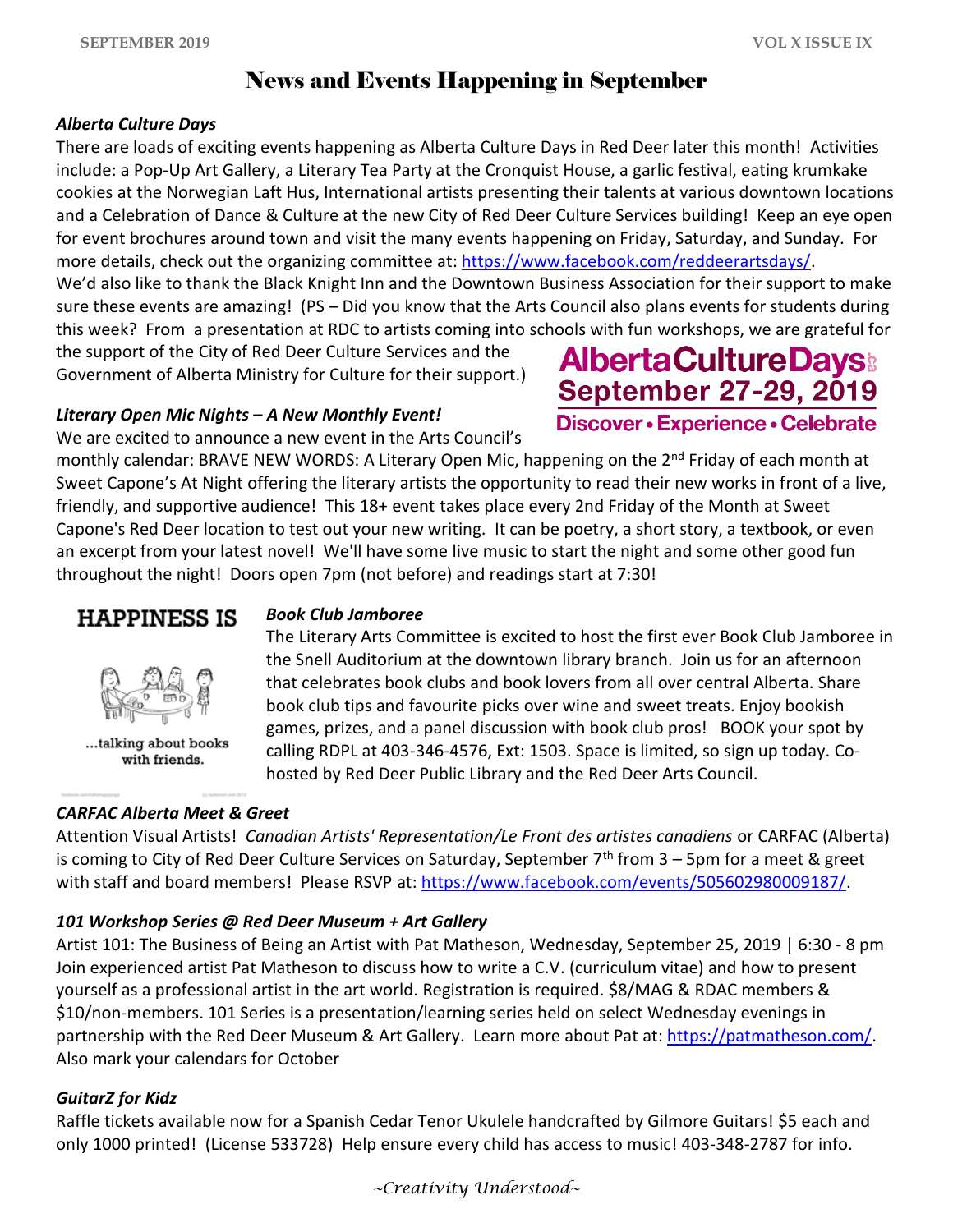# News and Events Happening in September

***Alberta Culture Days***

There are loads of exciting events happening as Alberta Culture Days in Red Deer later this month! Activities include: a Pop-Up Art Gallery, a Literary Tea Party at the Cronquist House, a garlic festival, eating krumkake cookies at the Norwegian Laft Hus, International artists presenting their talents at various downtown locations and a Celebration of Dance & Culture at the new City of Red Deer Culture Services building! Keep an eye open for event brochures around town and visit the many events happening on Friday, Saturday, and Sunday. For more details, check out the organizing committee at: https://www.facebook.com/reddeerartsdays/.

We'd also like to thank the Black Knight Inn and the Downtown Business Association for their support to make sure these events are amazing! (PS – Did you know that the Arts Council also plans events for students during this week? From a presentation at RDC to artists coming into schools with fun workshops, we are grateful for the support of the City of Red Deer Culture Services and the Government of Alberta Ministry for Culture for their support.)

**AlbertaCultureDays**
**September 27-29, 2019**
**Discover • Experience • Celebrate**

***Literary Open Mic Nights – A New Monthly Event!***

We are excited to announce a new event in the Arts Council's monthly calendar: BRAVE NEW WORDS: A Literary Open Mic, happening on the 2nd Friday of each month at Sweet Capone's At Night offering the literary artists the opportunity to read their new works in front of a live, friendly, and supportive audience! This 18+ event takes place every 2nd Friday of the Month at Sweet Capone's Red Deer location to test out your new writing. It can be poetry, a short story, a textbook, or even an excerpt from your latest novel! We'll have some live music to start the night and some other good fun throughout the night! Doors open 7pm (not before) and readings start at 7:30!

**HAPPINESS IS**

...talking about books with friends.

***Book Club Jamboree***

The Literary Arts Committee is excited to host the first ever Book Club Jamboree in the Snell Auditorium at the downtown library branch. Join us for an afternoon that celebrates book clubs and book lovers from all over central Alberta. Share book club tips and favourite picks over wine and sweet treats. Enjoy bookish games, prizes, and a panel discussion with book club pros! BOOK your spot by calling RDPL at 403-346-4576, Ext: 1503. Space is limited, so sign up today. Co-hosted by Red Deer Public Library and the Red Deer Arts Council.

***CARFAC Alberta Meet & Greet***

Attention Visual Artists! *Canadian Artists' Representation/Le Front des artistes canadiens* or CARFAC (Alberta) is coming to City of Red Deer Culture Services on Saturday, September 7th from 3 – 5pm for a meet & greet with staff and board members! Please RSVP at: https://www.facebook.com/events/505602980009187/.

***101 Workshop Series @ Red Deer Museum + Art Gallery***

Artist 101: The Business of Being an Artist with Pat Matheson, Wednesday, September 25, 2019 | 6:30 - 8 pm

Join experienced artist Pat Matheson to discuss how to write a C.V. (curriculum vitae) and how to present yourself as a professional artist in the art world. Registration is required. $8/MAG & RDAC members & $10/non-members. 101 Series is a presentation/learning series held on select Wednesday evenings in partnership with the Red Deer Museum & Art Gallery. Learn more about Pat at: https://patmatheson.com/. Also mark your calendars for October

***GuitarZ for Kidz***

Raffle tickets available now for a Spanish Cedar Tenor Ukulele handcrafted by Gilmore Guitars! $5 each and only 1000 printed! (License 533728) Help ensure every child has access to music! 403-348-2787 for info.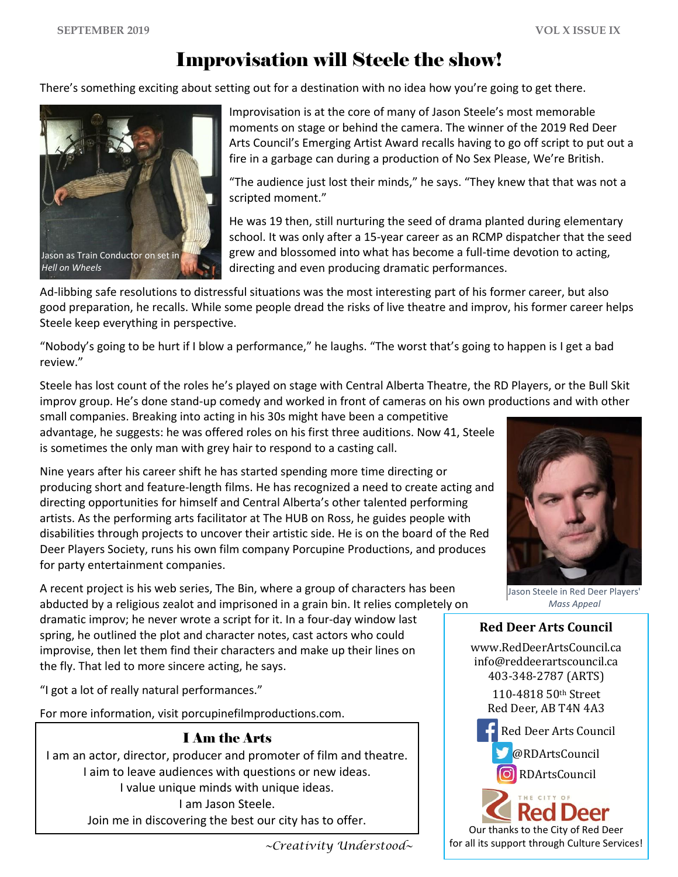# Improvisation will Steele the show!

There's something exciting about setting out for a destination with no idea how you're going to get there.

Jason as Train Conductor on set in *Hell on Wheels*

Improvisation is at the core of many of Jason Steele's most memorable moments on stage or behind the camera. The winner of the 2019 Red Deer Arts Council's Emerging Artist Award recalls having to go off script to put out a fire in a garbage can during a production of No Sex Please, We're British.

"The audience just lost their minds," he says. "They knew that that was not a scripted moment."

He was 19 then, still nurturing the seed of drama planted during elementary school. It was only after a 15-year career as an RCMP dispatcher that the seed grew and blossomed into what has become a full-time devotion to acting, directing and even producing dramatic performances.

Ad-libbing safe resolutions to distressful situations was the most interesting part of his former career, but also good preparation, he recalls. While some people dread the risks of live theatre and improv, his former career helps Steele keep everything in perspective.

"Nobody's going to be hurt if I blow a performance," he laughs. "The worst that's going to happen is I get a bad review."

Steele has lost count of the roles he's played on stage with Central Alberta Theatre, the RD Players, or the Bull Skit improv group. He's done stand-up comedy and worked in front of cameras on his own productions and with other small companies. Breaking into acting in his 30s might have been a competitive advantage, he suggests: he was offered roles on his first three auditions. Now 41, Steele is sometimes the only man with grey hair to respond to a casting call.

Nine years after his career shift he has started spending more time directing or producing short and feature-length films. He has recognized a need to create acting and directing opportunities for himself and Central Alberta's other talented performing artists. As the performing arts facilitator at The HUB on Ross, he guides people with disabilities through projects to uncover their artistic side. He is on the board of the Red Deer Players Society, runs his own film company Porcupine Productions, and produces for party entertainment companies.

Jason Steele in Red Deer Players' *Mass Appeal*

A recent project is his web series, The Bin, where a group of characters has been abducted by a religious zealot and imprisoned in a grain bin. It relies completely on dramatic improv; he never wrote a script for it. In a four-day window last spring, he outlined the plot and character notes, cast actors who could improvise, then let them find their characters and make up their lines on the fly. That led to more sincere acting, he says.

"I got a lot of really natural performances."

For more information, visit porcupinefilmproductions.com.

## I Am the Arts

I am an actor, director, producer and promoter of film and theatre.
I aim to leave audiences with questions or new ideas.
I value unique minds with unique ideas.
I am Jason Steele.
Join me in discovering the best our city has to offer.

*~Creativity Understood~*

**Red Deer Arts Council**

www.RedDeerArtsCouncil.ca
info@reddeerartscouncil.ca
403-348-2787 (ARTS)
110-4818 50th Street
Red Deer, AB T4N 4A3

Red Deer Arts Council
@RDArtsCouncil
RDArtsCouncil

THE CITY OF Red Deer

Our thanks to the City of Red Deer for all its support through Culture Services!